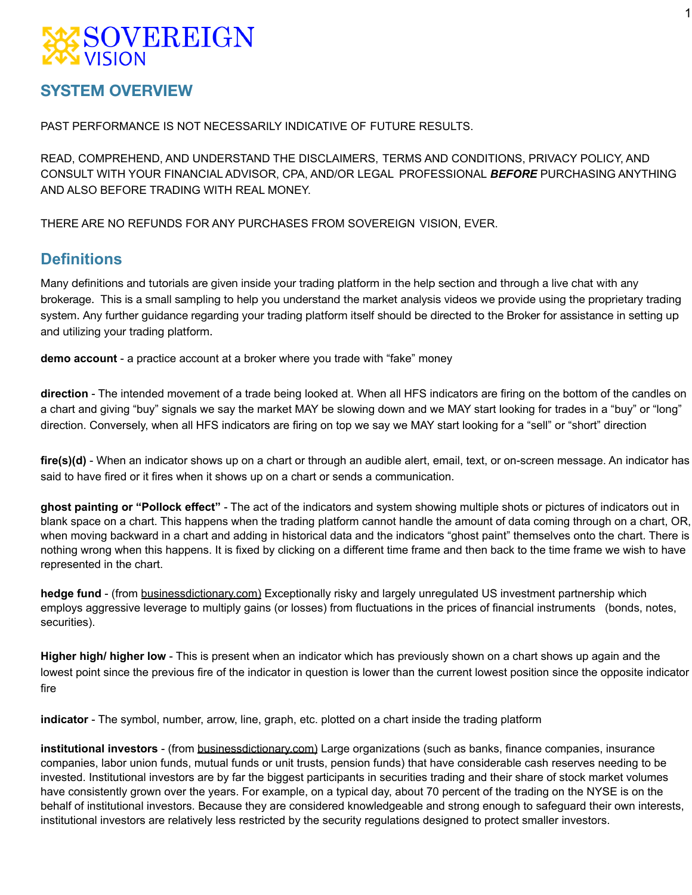# SOVEREIGN VISION

## SYSTEM OVERVIEW

PAST PERFORMANCE IS NOT NECESSARILY INDICATIVE OF FUTURE RESULTS.

READ, COMPREHEND, AND UNDERSTAND THE DISCLAIMERS, TERMS AND CONDITIONS, PRIVACY POLICY, AND CONSULT WITH YOUR FINANCIAL ADVISOR, CPA, AND/OR LEGAL PROFESSIONAL ***BEFORE*** PURCHASING ANYTHING AND ALSO BEFORE TRADING WITH REAL MONEY.

THERE ARE NO REFUNDS FOR ANY PURCHASES FROM SOVEREIGN VISION, EVER.

## Definitions

Many definitions and tutorials are given inside your trading platform in the help section and through a live chat with any brokerage. This is a small sampling to help you understand the market analysis videos we provide using the proprietary trading system. Any further guidance regarding your trading platform itself should be directed to the Broker for assistance in setting up and utilizing your trading platform.

**demo account** - a practice account at a broker where you trade with "fake" money

**direction** - The intended movement of a trade being looked at. When all HFS indicators are firing on the bottom of the candles on a chart and giving "buy" signals we say the market MAY be slowing down and we MAY start looking for trades in a "buy" or "long" direction. Conversely, when all HFS indicators are firing on top we say we MAY start looking for a "sell" or "short" direction

**fire(s)(d)** - When an indicator shows up on a chart or through an audible alert, email, text, or on-screen message. An indicator has said to have fired or it fires when it shows up on a chart or sends a communication.

**ghost painting or "Pollock effect"** - The act of the indicators and system showing multiple shots or pictures of indicators out in blank space on a chart. This happens when the trading platform cannot handle the amount of data coming through on a chart, OR, when moving backward in a chart and adding in historical data and the indicators "ghost paint" themselves onto the chart. There is nothing wrong when this happens. It is fixed by clicking on a different time frame and then back to the time frame we wish to have represented in the chart.

**hedge fund** - (from businessdictionary.com) Exceptionally risky and largely unregulated US investment partnership which employs aggressive leverage to multiply gains (or losses) from fluctuations in the prices of financial instruments (bonds, notes, securities).

**Higher high/ higher low** - This is present when an indicator which has previously shown on a chart shows up again and the lowest point since the previous fire of the indicator in question is lower than the current lowest position since the opposite indicator fire

**indicator** - The symbol, number, arrow, line, graph, etc. plotted on a chart inside the trading platform

**institutional investors** - (from businessdictionary.com) Large organizations (such as banks, finance companies, insurance companies, labor union funds, mutual funds or unit trusts, pension funds) that have considerable cash reserves needing to be invested. Institutional investors are by far the biggest participants in securities trading and their share of stock market volumes have consistently grown over the years. For example, on a typical day, about 70 percent of the trading on the NYSE is on the behalf of institutional investors. Because they are considered knowledgeable and strong enough to safeguard their own interests, institutional investors are relatively less restricted by the security regulations designed to protect smaller investors.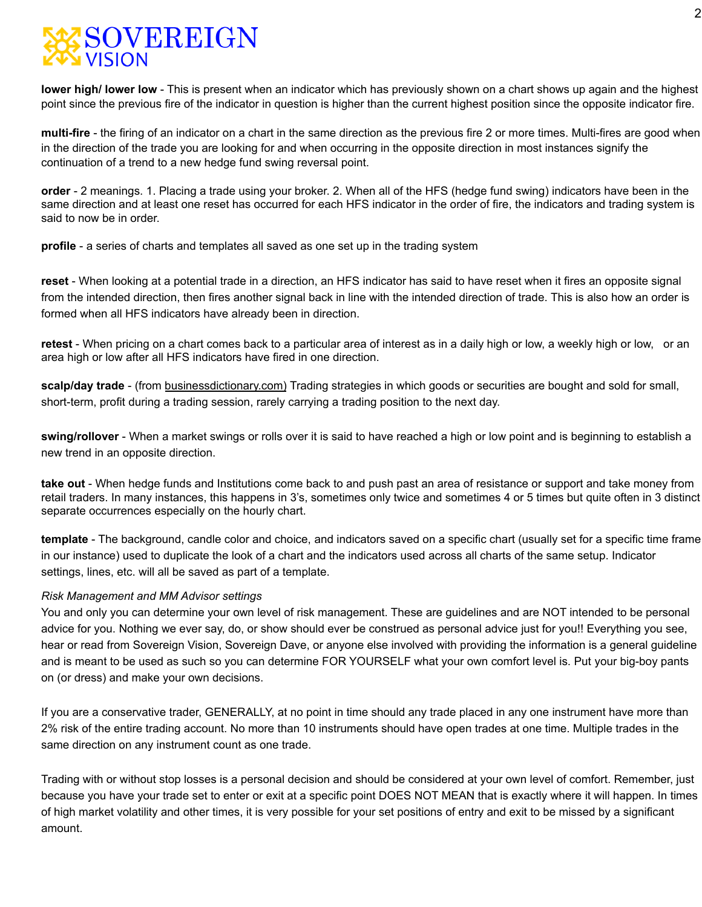**lower high/ lower low** - This is present when an indicator which has previously shown on a chart shows up again and the highest point since the previous fire of the indicator in question is higher than the current highest position since the opposite indicator fire.

**multi-fire** - the firing of an indicator on a chart in the same direction as the previous fire 2 or more times. Multi-fires are good when in the direction of the trade you are looking for and when occurring in the opposite direction in most instances signify the continuation of a trend to a new hedge fund swing reversal point.

**order** - 2 meanings. 1. Placing a trade using your broker. 2. When all of the HFS (hedge fund swing) indicators have been in the same direction and at least one reset has occurred for each HFS indicator in the order of fire, the indicators and trading system is said to now be in order.

**profile** - a series of charts and templates all saved as one set up in the trading system

**reset** - When looking at a potential trade in a direction, an HFS indicator has said to have reset when it fires an opposite signal from the intended direction, then fires another signal back in line with the intended direction of trade. This is also how an order is formed when all HFS indicators have already been in direction.

**retest** - When pricing on a chart comes back to a particular area of interest as in a daily high or low, a weekly high or low, or an area high or low after all HFS indicators have fired in one direction.

**scalp/day trade** - (from businessdictionary.com) Trading strategies in which goods or securities are bought and sold for small, short-term, profit during a trading session, rarely carrying a trading position to the next day.

**swing/rollover** - When a market swings or rolls over it is said to have reached a high or low point and is beginning to establish a new trend in an opposite direction.

**take out** - When hedge funds and Institutions come back to and push past an area of resistance or support and take money from retail traders. In many instances, this happens in 3's, sometimes only twice and sometimes 4 or 5 times but quite often in 3 distinct separate occurrences especially on the hourly chart.

**template** - The background, candle color and choice, and indicators saved on a specific chart (usually set for a specific time frame in our instance) used to duplicate the look of a chart and the indicators used across all charts of the same setup. Indicator settings, lines, etc. will all be saved as part of a template.

*Risk Management and MM Advisor settings*

You and only you can determine your own level of risk management. These are guidelines and are NOT intended to be personal advice for you. Nothing we ever say, do, or show should ever be construed as personal advice just for you!! Everything you see, hear or read from Sovereign Vision, Sovereign Dave, or anyone else involved with providing the information is a general guideline and is meant to be used as such so you can determine FOR YOURSELF what your own comfort level is. Put your big-boy pants on (or dress) and make your own decisions.

If you are a conservative trader, GENERALLY, at no point in time should any trade placed in any one instrument have more than 2% risk of the entire trading account. No more than 10 instruments should have open trades at one time. Multiple trades in the same direction on any instrument count as one trade.

Trading with or without stop losses is a personal decision and should be considered at your own level of comfort. Remember, just because you have your trade set to enter or exit at a specific point DOES NOT MEAN that is exactly where it will happen. In times of high market volatility and other times, it is very possible for your set positions of entry and exit to be missed by a significant amount.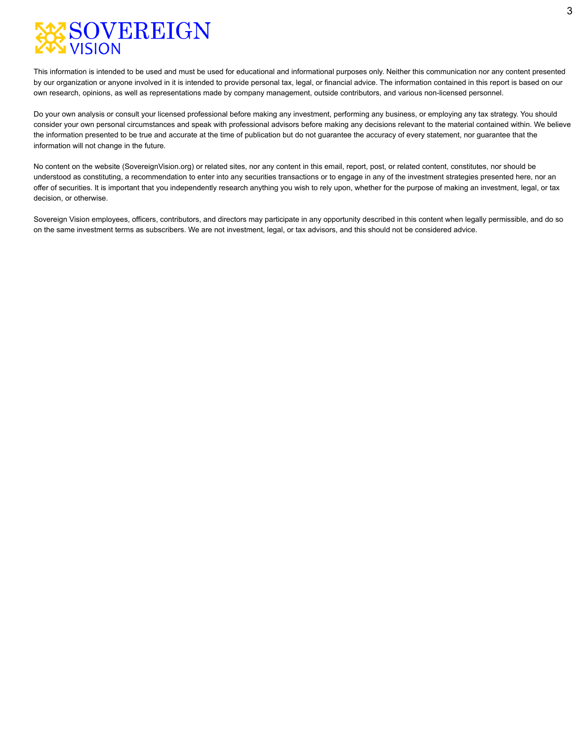SOVEREIGN VISION

This information is intended to be used and must be used for educational and informational purposes only. Neither this communication nor any content presented by our organization or anyone involved in it is intended to provide personal tax, legal, or financial advice. The information contained in this report is based on our own research, opinions, as well as representations made by company management, outside contributors, and various non-licensed personnel.

Do your own analysis or consult your licensed professional before making any investment, performing any business, or employing any tax strategy. You should consider your own personal circumstances and speak with professional advisors before making any decisions relevant to the material contained within. We believe the information presented to be true and accurate at the time of publication but do not guarantee the accuracy of every statement, nor guarantee that the information will not change in the future.

No content on the website (SovereignVision.org) or related sites, nor any content in this email, report, post, or related content, constitutes, nor should be understood as constituting, a recommendation to enter into any securities transactions or to engage in any of the investment strategies presented here, nor an offer of securities. It is important that you independently research anything you wish to rely upon, whether for the purpose of making an investment, legal, or tax decision, or otherwise.

Sovereign Vision employees, officers, contributors, and directors may participate in any opportunity described in this content when legally permissible, and do so on the same investment terms as subscribers. We are not investment, legal, or tax advisors, and this should not be considered advice.